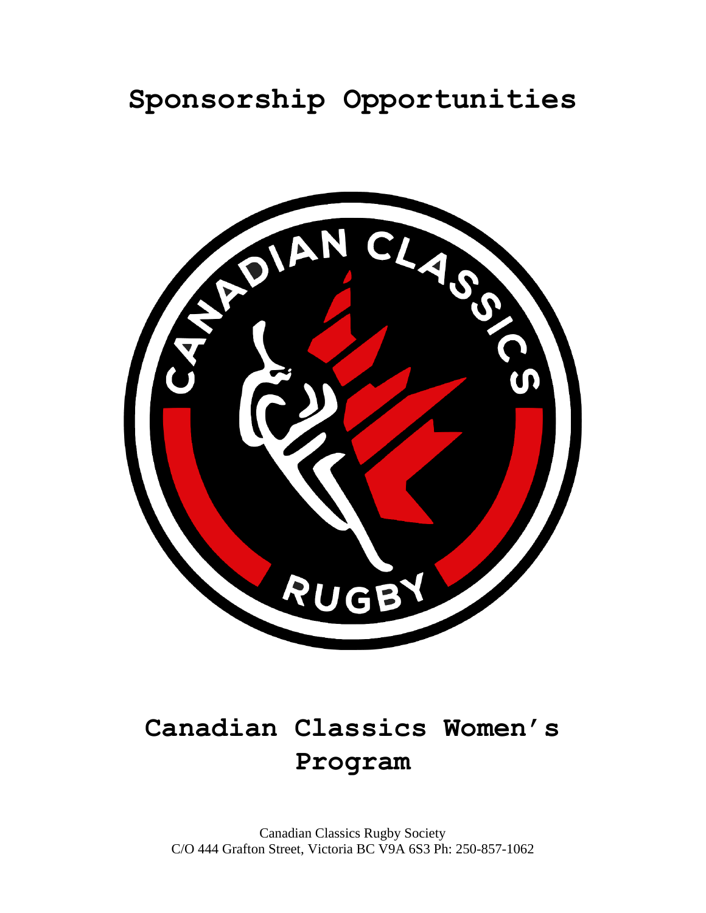# Sponsorship Opportunities

# Canadian Classics Women's Program

Canadian Classics Rugby Society
C/O 444 Grafton Street, Victoria BC V9A 6S3 Ph: 250-857-1062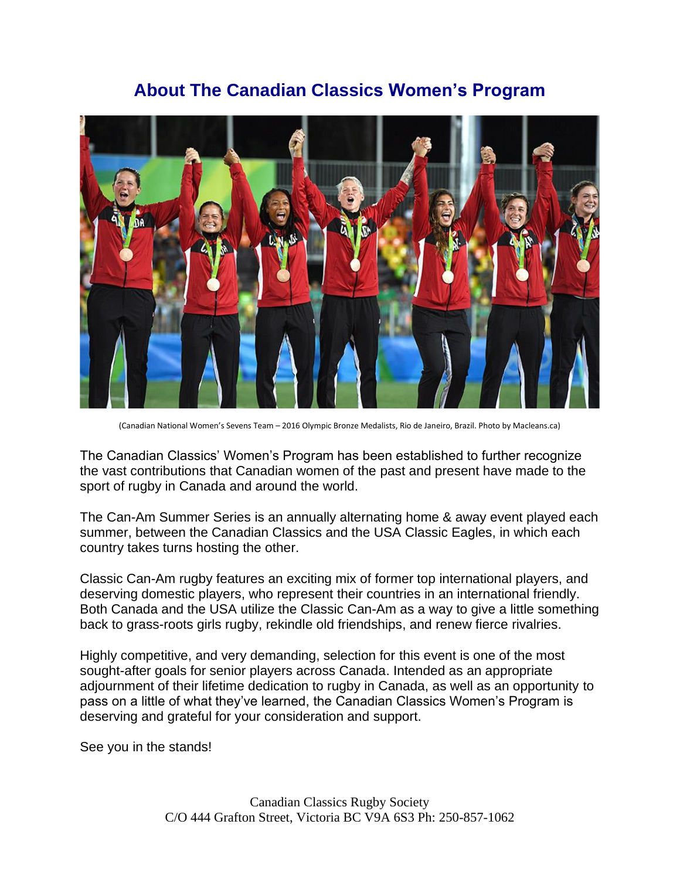## About The Canadian Classics Women's Program

(Canadian National Women's Sevens Team – 2016 Olympic Bronze Medalists, Rio de Janeiro, Brazil. Photo by Macleans.ca)

The Canadian Classics' Women's Program has been established to further recognize the vast contributions that Canadian women of the past and present have made to the sport of rugby in Canada and around the world.

The Can-Am Summer Series is an annually alternating home & away event played each summer, between the Canadian Classics and the USA Classic Eagles, in which each country takes turns hosting the other.

Classic Can-Am rugby features an exciting mix of former top international players, and deserving domestic players, who represent their countries in an international friendly. Both Canada and the USA utilize the Classic Can-Am as a way to give a little something back to grass-roots girls rugby, rekindle old friendships, and renew fierce rivalries.

Highly competitive, and very demanding, selection for this event is one of the most sought-after goals for senior players across Canada. Intended as an appropriate adjournment of their lifetime dedication to rugby in Canada, as well as an opportunity to pass on a little of what they've learned, the Canadian Classics Women's Program is deserving and grateful for your consideration and support.

See you in the stands!

Canadian Classics Rugby Society
C/O 444 Grafton Street, Victoria BC V9A 6S3 Ph: 250-857-1062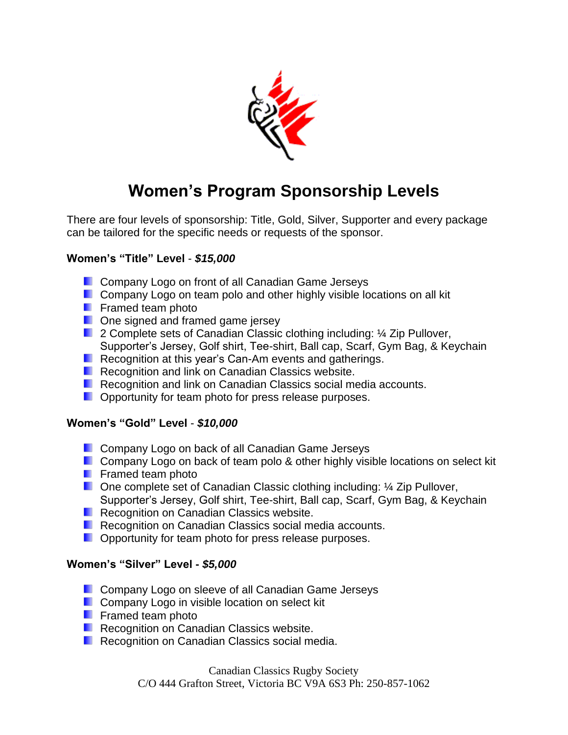# Women's Program Sponsorship Levels

There are four levels of sponsorship: Title, Gold, Silver, Supporter and every package can be tailored for the specific needs or requests of the sponsor.

**Women's "Title" Level** - ***$15,000***

- Company Logo on front of all Canadian Game Jerseys
- Company Logo on team polo and other highly visible locations on all kit
- Framed team photo
- One signed and framed game jersey
- 2 Complete sets of Canadian Classic clothing including: ¼ Zip Pullover, Supporter's Jersey, Golf shirt, Tee-shirt, Ball cap, Scarf, Gym Bag, & Keychain
- Recognition at this year's Can-Am events and gatherings.
- Recognition and link on Canadian Classics website.
- Recognition and link on Canadian Classics social media accounts.
- Opportunity for team photo for press release purposes.

**Women's "Gold" Level** - ***$10,000***

- Company Logo on back of all Canadian Game Jerseys
- Company Logo on back of team polo & other highly visible locations on select kit
- Framed team photo
- One complete set of Canadian Classic clothing including: ¼ Zip Pullover, Supporter's Jersey, Golf shirt, Tee-shirt, Ball cap, Scarf, Gym Bag, & Keychain
- Recognition on Canadian Classics website.
- Recognition on Canadian Classics social media accounts.
- Opportunity for team photo for press release purposes.

**Women's "Silver" Level - *$5,000***

- Company Logo on sleeve of all Canadian Game Jerseys
- Company Logo in visible location on select kit
- Framed team photo
- Recognition on Canadian Classics website.
- Recognition on Canadian Classics social media.

Canadian Classics Rugby Society
C/O 444 Grafton Street, Victoria BC V9A 6S3 Ph: 250-857-1062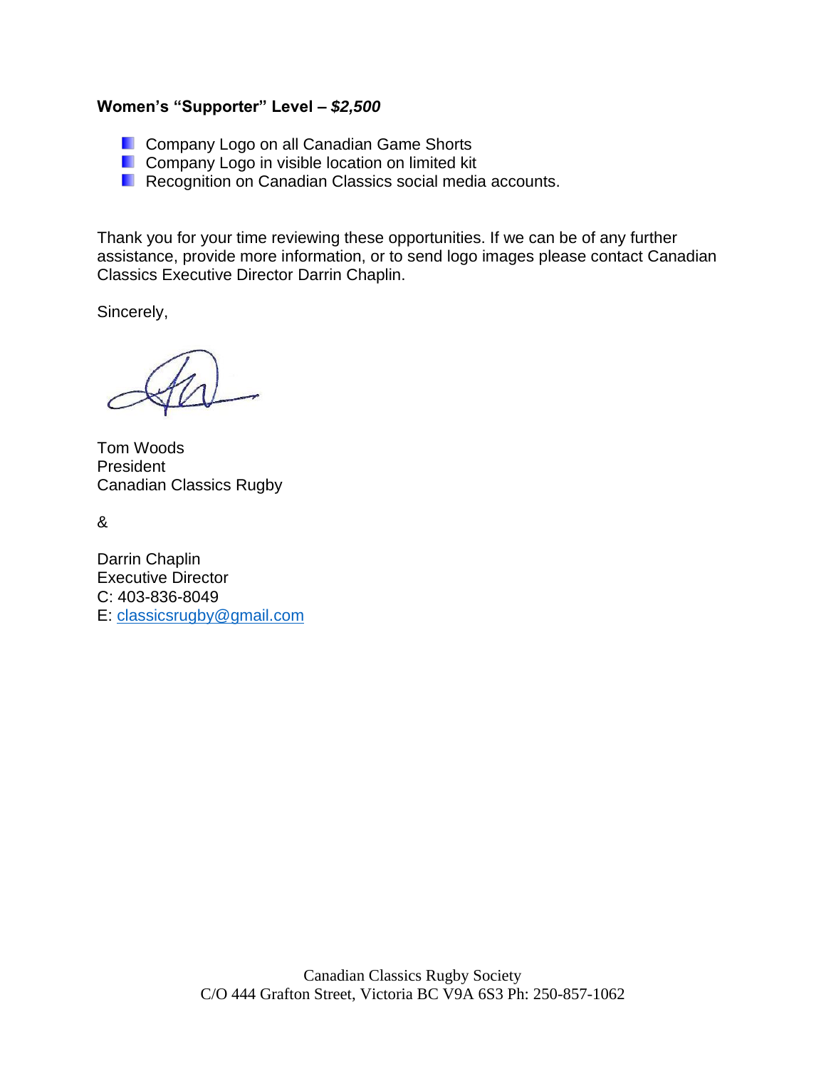**Women's "Supporter" Level –** ***$2,500***

- Company Logo on all Canadian Game Shorts
- Company Logo in visible location on limited kit
- Recognition on Canadian Classics social media accounts.

Thank you for your time reviewing these opportunities. If we can be of any further assistance, provide more information, or to send logo images please contact Canadian Classics Executive Director Darrin Chaplin.

Sincerely,

Tom Woods
President
Canadian Classics Rugby

&

Darrin Chaplin
Executive Director
C: 403-836-8049
E: classicsrugby@gmail.com

Canadian Classics Rugby Society
C/O 444 Grafton Street, Victoria BC V9A 6S3 Ph: 250-857-1062